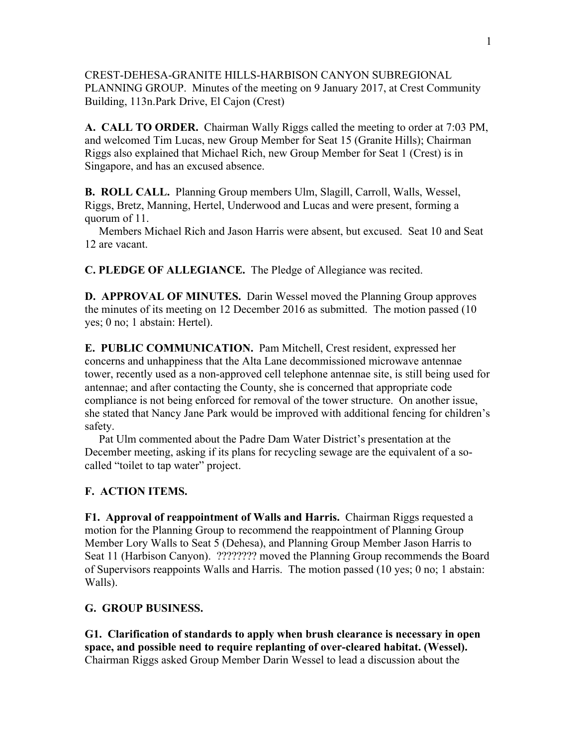CREST-DEHESA-GRANITE HILLS-HARBISON CANYON SUBREGIONAL PLANNING GROUP. Minutes of the meeting on 9 January 2017, at Crest Community Building, 113n.Park Drive, El Cajon (Crest)

**A. CALL TO ORDER.** Chairman Wally Riggs called the meeting to order at 7:03 PM, and welcomed Tim Lucas, new Group Member for Seat 15 (Granite Hills); Chairman Riggs also explained that Michael Rich, new Group Member for Seat 1 (Crest) is in Singapore, and has an excused absence.

**B. ROLL CALL.** Planning Group members Ulm, Slagill, Carroll, Walls, Wessel, Riggs, Bretz, Manning, Hertel, Underwood and Lucas and were present, forming a quorum of 11.

Members Michael Rich and Jason Harris were absent, but excused. Seat 10 and Seat 12 are vacant.

**C. PLEDGE OF ALLEGIANCE.** The Pledge of Allegiance was recited.

**D. APPROVAL OF MINUTES.** Darin Wessel moved the Planning Group approves the minutes of its meeting on 12 December 2016 as submitted. The motion passed (10 yes; 0 no; 1 abstain: Hertel).

**E. PUBLIC COMMUNICATION.** Pam Mitchell, Crest resident, expressed her concerns and unhappiness that the Alta Lane decommissioned microwave antennae tower, recently used as a non-approved cell telephone antennae site, is still being used for antennae; and after contacting the County, she is concerned that appropriate code compliance is not being enforced for removal of the tower structure. On another issue, she stated that Nancy Jane Park would be improved with additional fencing for children's safety.

Pat Ulm commented about the Padre Dam Water District's presentation at the December meeting, asking if its plans for recycling sewage are the equivalent of a so-called "toilet to tap water" project.

**F. ACTION ITEMS.**

**F1. Approval of reappointment of Walls and Harris.** Chairman Riggs requested a motion for the Planning Group to recommend the reappointment of Planning Group Member Lory Walls to Seat 5 (Dehesa), and Planning Group Member Jason Harris to Seat 11 (Harbison Canyon). ???????? moved the Planning Group recommends the Board of Supervisors reappoints Walls and Harris. The motion passed (10 yes; 0 no; 1 abstain: Walls).

**G. GROUP BUSINESS.**

**G1. Clarification of standards to apply when brush clearance is necessary in open space, and possible need to require replanting of over-cleared habitat. (Wessel).** Chairman Riggs asked Group Member Darin Wessel to lead a discussion about the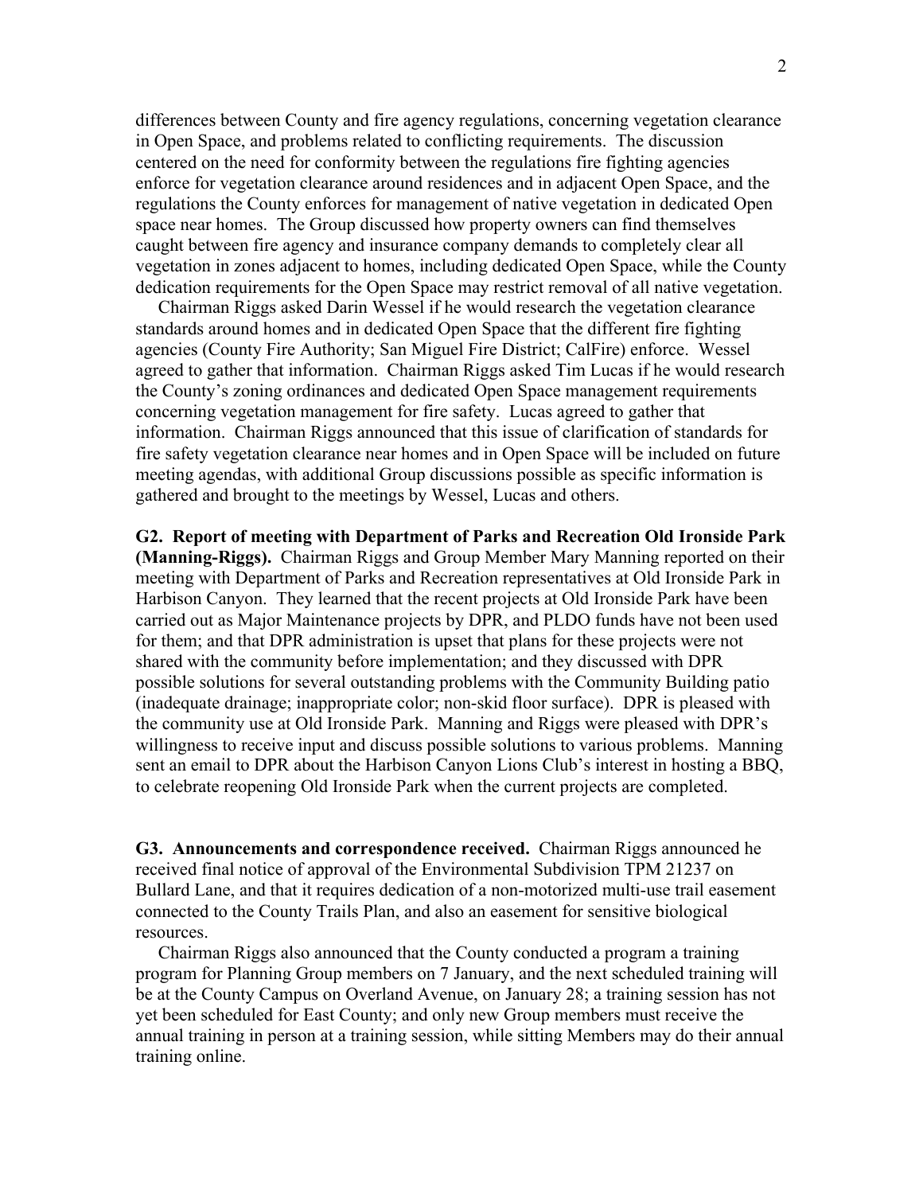differences between County and fire agency regulations, concerning vegetation clearance in Open Space, and problems related to conflicting requirements. The discussion centered on the need for conformity between the regulations fire fighting agencies enforce for vegetation clearance around residences and in adjacent Open Space, and the regulations the County enforces for management of native vegetation in dedicated Open space near homes. The Group discussed how property owners can find themselves caught between fire agency and insurance company demands to completely clear all vegetation in zones adjacent to homes, including dedicated Open Space, while the County dedication requirements for the Open Space may restrict removal of all native vegetation.

Chairman Riggs asked Darin Wessel if he would research the vegetation clearance standards around homes and in dedicated Open Space that the different fire fighting agencies (County Fire Authority; San Miguel Fire District; CalFire) enforce. Wessel agreed to gather that information. Chairman Riggs asked Tim Lucas if he would research the County's zoning ordinances and dedicated Open Space management requirements concerning vegetation management for fire safety. Lucas agreed to gather that information. Chairman Riggs announced that this issue of clarification of standards for fire safety vegetation clearance near homes and in Open Space will be included on future meeting agendas, with additional Group discussions possible as specific information is gathered and brought to the meetings by Wessel, Lucas and others.

**G2. Report of meeting with Department of Parks and Recreation Old Ironside Park (Manning-Riggs).** Chairman Riggs and Group Member Mary Manning reported on their meeting with Department of Parks and Recreation representatives at Old Ironside Park in Harbison Canyon. They learned that the recent projects at Old Ironside Park have been carried out as Major Maintenance projects by DPR, and PLDO funds have not been used for them; and that DPR administration is upset that plans for these projects were not shared with the community before implementation; and they discussed with DPR possible solutions for several outstanding problems with the Community Building patio (inadequate drainage; inappropriate color; non-skid floor surface). DPR is pleased with the community use at Old Ironside Park. Manning and Riggs were pleased with DPR's willingness to receive input and discuss possible solutions to various problems. Manning sent an email to DPR about the Harbison Canyon Lions Club's interest in hosting a BBQ, to celebrate reopening Old Ironside Park when the current projects are completed.

**G3. Announcements and correspondence received.** Chairman Riggs announced he received final notice of approval of the Environmental Subdivision TPM 21237 on Bullard Lane, and that it requires dedication of a non-motorized multi-use trail easement connected to the County Trails Plan, and also an easement for sensitive biological resources.

Chairman Riggs also announced that the County conducted a program a training program for Planning Group members on 7 January, and the next scheduled training will be at the County Campus on Overland Avenue, on January 28; a training session has not yet been scheduled for East County; and only new Group members must receive the annual training in person at a training session, while sitting Members may do their annual training online.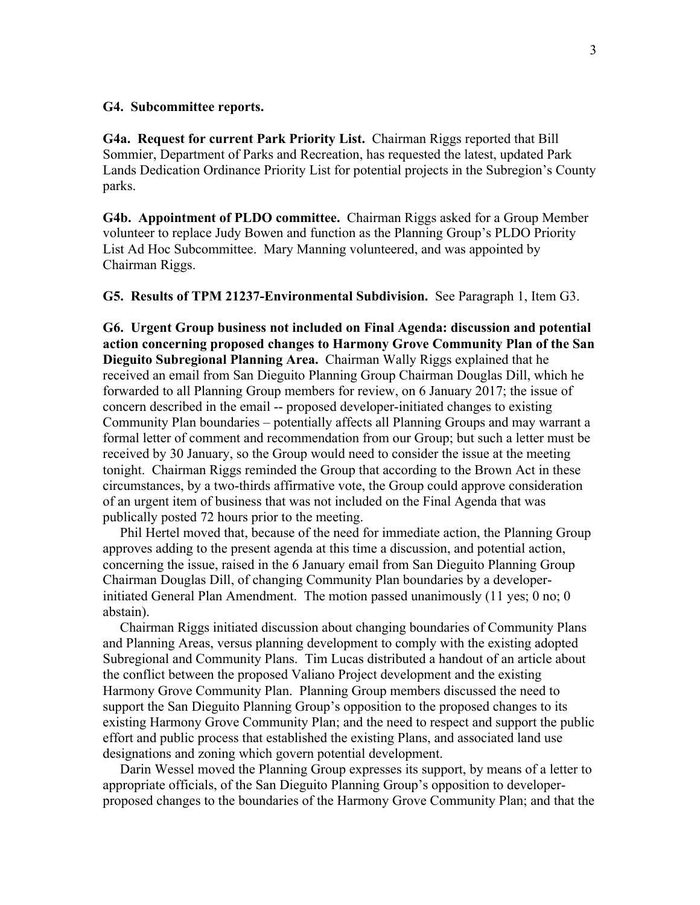**G4. Subcommittee reports.**

**G4a. Request for current Park Priority List.** Chairman Riggs reported that Bill Sommier, Department of Parks and Recreation, has requested the latest, updated Park Lands Dedication Ordinance Priority List for potential projects in the Subregion's County parks.

**G4b. Appointment of PLDO committee.** Chairman Riggs asked for a Group Member volunteer to replace Judy Bowen and function as the Planning Group's PLDO Priority List Ad Hoc Subcommittee. Mary Manning volunteered, and was appointed by Chairman Riggs.

**G5. Results of TPM 21237-Environmental Subdivision.** See Paragraph 1, Item G3.

**G6. Urgent Group business not included on Final Agenda: discussion and potential action concerning proposed changes to Harmony Grove Community Plan of the San Dieguito Subregional Planning Area.** Chairman Wally Riggs explained that he received an email from San Dieguito Planning Group Chairman Douglas Dill, which he forwarded to all Planning Group members for review, on 6 January 2017; the issue of concern described in the email -- proposed developer-initiated changes to existing Community Plan boundaries – potentially affects all Planning Groups and may warrant a formal letter of comment and recommendation from our Group; but such a letter must be received by 30 January, so the Group would need to consider the issue at the meeting tonight. Chairman Riggs reminded the Group that according to the Brown Act in these circumstances, by a two-thirds affirmative vote, the Group could approve consideration of an urgent item of business that was not included on the Final Agenda that was publically posted 72 hours prior to the meeting.

Phil Hertel moved that, because of the need for immediate action, the Planning Group approves adding to the present agenda at this time a discussion, and potential action, concerning the issue, raised in the 6 January email from San Dieguito Planning Group Chairman Douglas Dill, of changing Community Plan boundaries by a developer-initiated General Plan Amendment. The motion passed unanimously (11 yes; 0 no; 0 abstain).

Chairman Riggs initiated discussion about changing boundaries of Community Plans and Planning Areas, versus planning development to comply with the existing adopted Subregional and Community Plans. Tim Lucas distributed a handout of an article about the conflict between the proposed Valiano Project development and the existing Harmony Grove Community Plan. Planning Group members discussed the need to support the San Dieguito Planning Group's opposition to the proposed changes to its existing Harmony Grove Community Plan; and the need to respect and support the public effort and public process that established the existing Plans, and associated land use designations and zoning which govern potential development.

Darin Wessel moved the Planning Group expresses its support, by means of a letter to appropriate officials, of the San Dieguito Planning Group's opposition to developer-proposed changes to the boundaries of the Harmony Grove Community Plan; and that the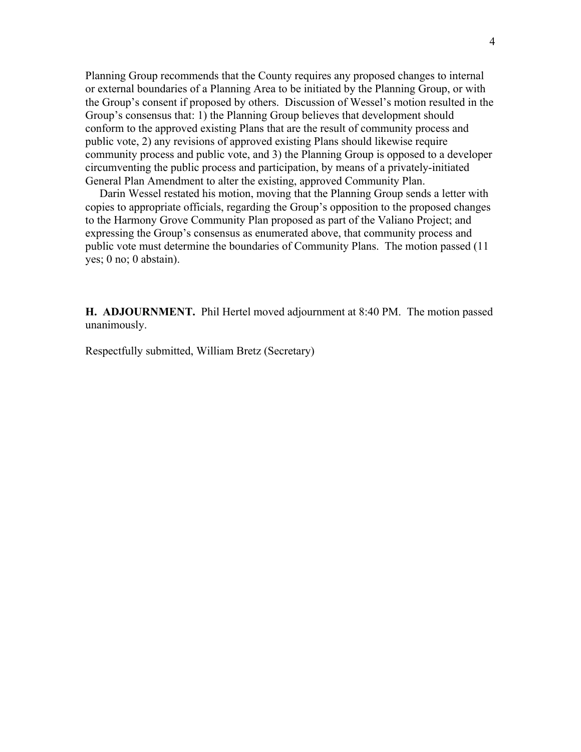Planning Group recommends that the County requires any proposed changes to internal or external boundaries of a Planning Area to be initiated by the Planning Group, or with the Group's consent if proposed by others. Discussion of Wessel's motion resulted in the Group's consensus that: 1) the Planning Group believes that development should conform to the approved existing Plans that are the result of community process and public vote, 2) any revisions of approved existing Plans should likewise require community process and public vote, and 3) the Planning Group is opposed to a developer circumventing the public process and participation, by means of a privately-initiated General Plan Amendment to alter the existing, approved Community Plan.

Darin Wessel restated his motion, moving that the Planning Group sends a letter with copies to appropriate officials, regarding the Group's opposition to the proposed changes to the Harmony Grove Community Plan proposed as part of the Valiano Project; and expressing the Group's consensus as enumerated above, that community process and public vote must determine the boundaries of Community Plans. The motion passed (11 yes; 0 no; 0 abstain).

**H. ADJOURNMENT.** Phil Hertel moved adjournment at 8:40 PM. The motion passed unanimously.

Respectfully submitted, William Bretz (Secretary)